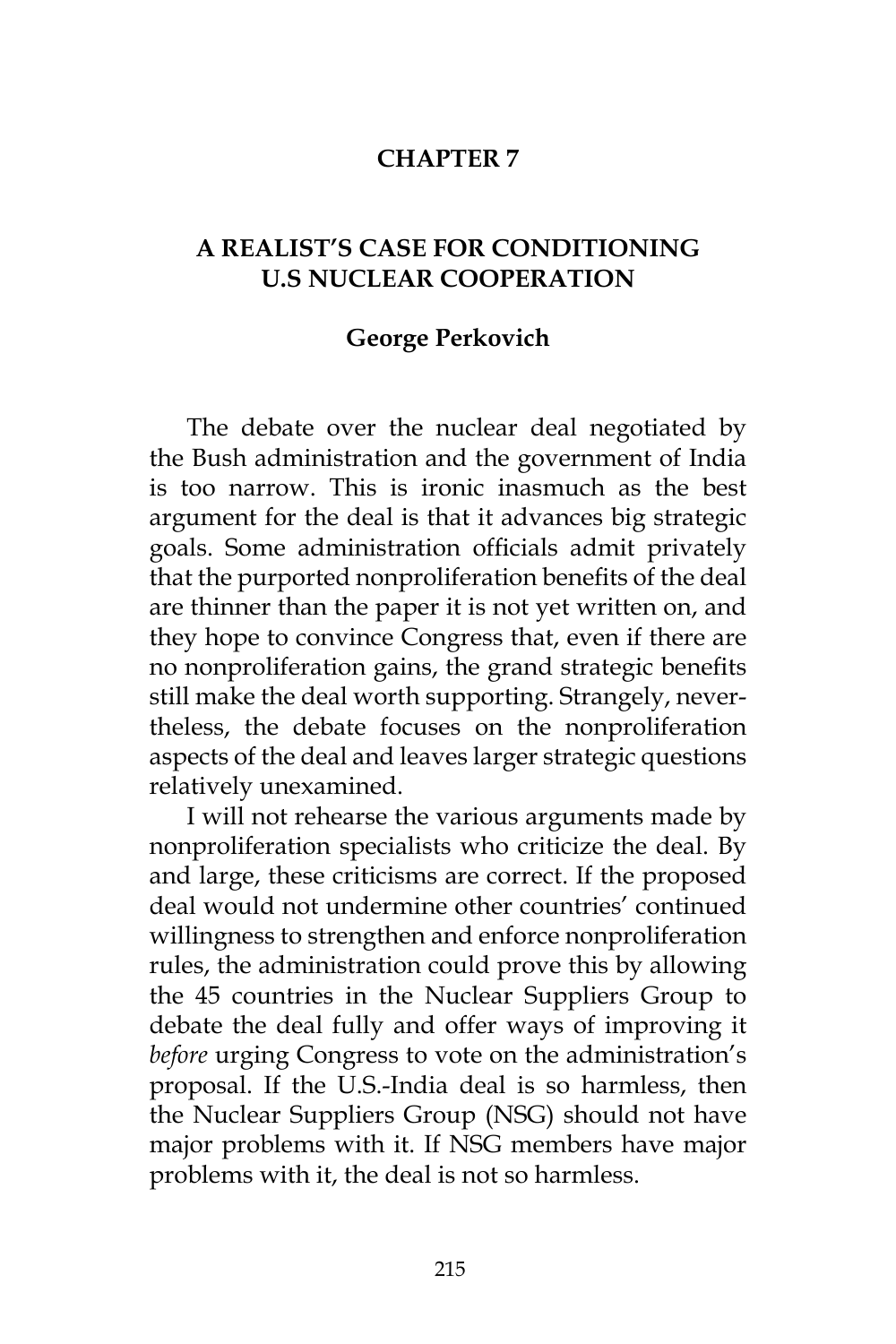# CHAPTER 7

## A REALIST'S CASE FOR CONDITIONING U.S NUCLEAR COOPERATION

### George Perkovich

The debate over the nuclear deal negotiated by the Bush administration and the government of India is too narrow. This is ironic inasmuch as the best argument for the deal is that it advances big strategic goals. Some administration officials admit privately that the purported nonproliferation benefits of the deal are thinner than the paper it is not yet written on, and they hope to convince Congress that, even if there are no nonproliferation gains, the grand strategic benefits still make the deal worth supporting. Strangely, nevertheless, the debate focuses on the nonproliferation aspects of the deal and leaves larger strategic questions relatively unexamined.

I will not rehearse the various arguments made by nonproliferation specialists who criticize the deal. By and large, these criticisms are correct. If the proposed deal would not undermine other countries' continued willingness to strengthen and enforce nonproliferation rules, the administration could prove this by allowing the 45 countries in the Nuclear Suppliers Group to debate the deal fully and offer ways of improving it *before* urging Congress to vote on the administration's proposal. If the U.S.-India deal is so harmless, then the Nuclear Suppliers Group (NSG) should not have major problems with it. If NSG members have major problems with it, the deal is not so harmless.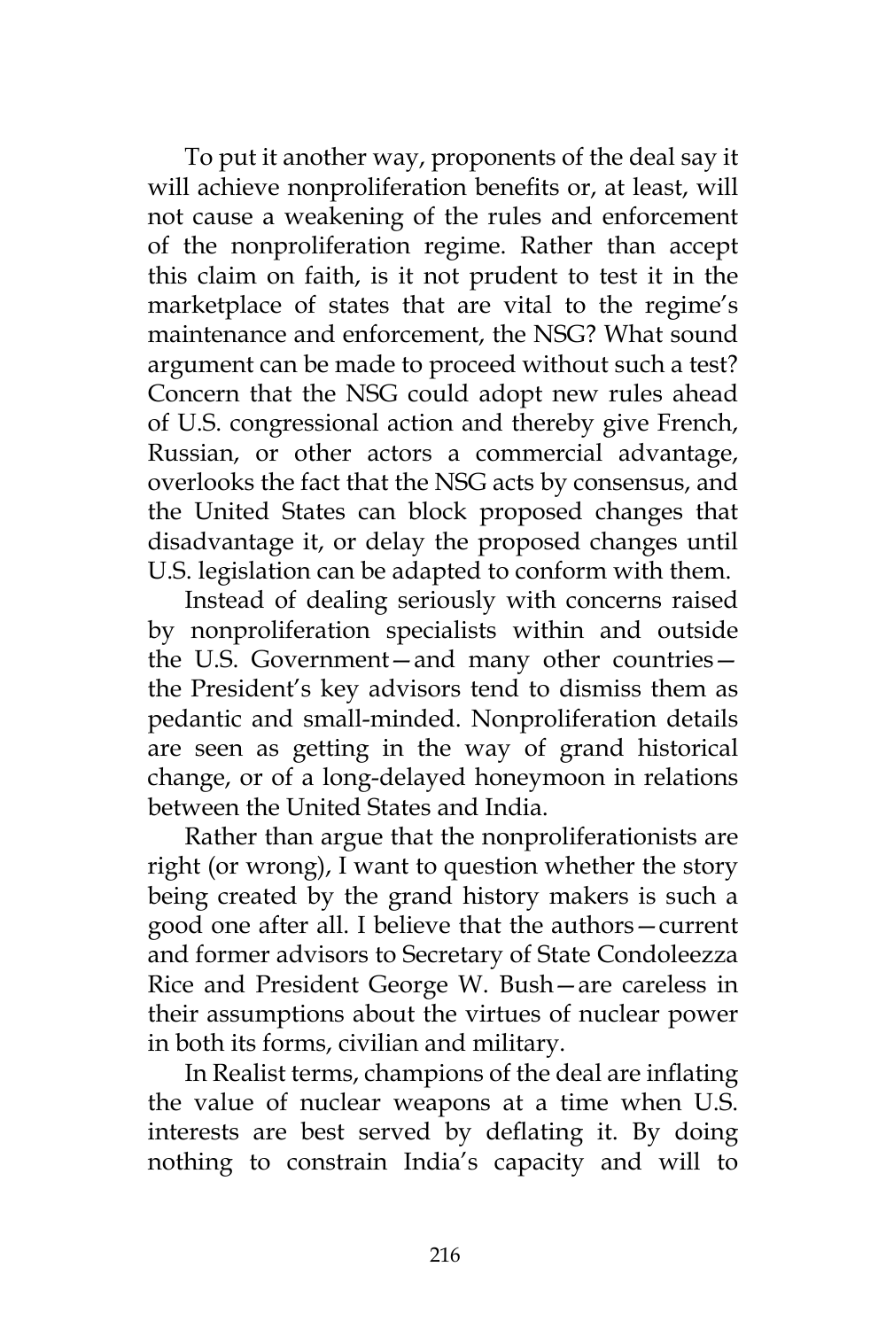To put it another way, proponents of the deal say it will achieve nonproliferation benefits or, at least, will not cause a weakening of the rules and enforcement of the nonproliferation regime. Rather than accept this claim on faith, is it not prudent to test it in the marketplace of states that are vital to the regime's maintenance and enforcement, the NSG? What sound argument can be made to proceed without such a test? Concern that the NSG could adopt new rules ahead of U.S. congressional action and thereby give French, Russian, or other actors a commercial advantage, overlooks the fact that the NSG acts by consensus, and the United States can block proposed changes that disadvantage it, or delay the proposed changes until U.S. legislation can be adapted to conform with them.

Instead of dealing seriously with concerns raised by nonproliferation specialists within and outside the U.S. Government—and many other countries—the President's key advisors tend to dismiss them as pedantic and small-minded. Nonproliferation details are seen as getting in the way of grand historical change, or of a long-delayed honeymoon in relations between the United States and India.

Rather than argue that the nonproliferationists are right (or wrong), I want to question whether the story being created by the grand history makers is such a good one after all. I believe that the authors—current and former advisors to Secretary of State Condoleezza Rice and President George W. Bush—are careless in their assumptions about the virtues of nuclear power in both its forms, civilian and military.

In Realist terms, champions of the deal are inflating the value of nuclear weapons at a time when U.S. interests are best served by deflating it. By doing nothing to constrain India's capacity and will to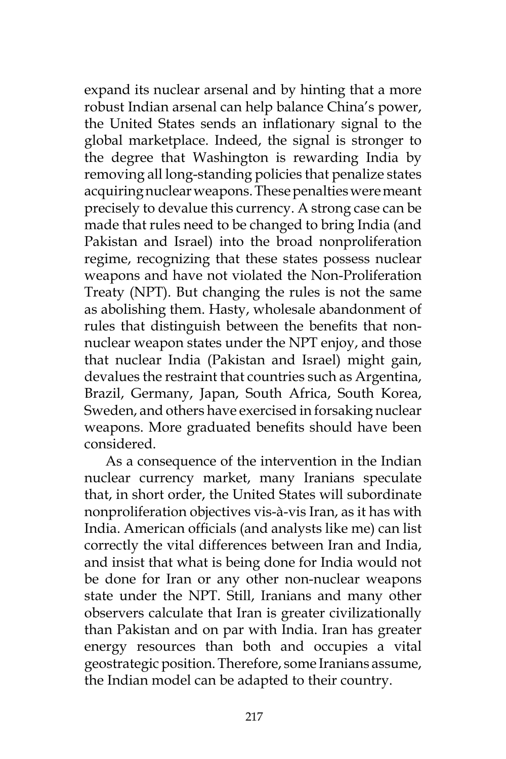expand its nuclear arsenal and by hinting that a more robust Indian arsenal can help balance China's power, the United States sends an inflationary signal to the global marketplace. Indeed, the signal is stronger to the degree that Washington is rewarding India by removing all long-standing policies that penalize states acquiring nuclear weapons. These penalties were meant precisely to devalue this currency. A strong case can be made that rules need to be changed to bring India (and Pakistan and Israel) into the broad nonproliferation regime, recognizing that these states possess nuclear weapons and have not violated the Non-Proliferation Treaty (NPT). But changing the rules is not the same as abolishing them. Hasty, wholesale abandonment of rules that distinguish between the benefits that non-nuclear weapon states under the NPT enjoy, and those that nuclear India (Pakistan and Israel) might gain, devalues the restraint that countries such as Argentina, Brazil, Germany, Japan, South Africa, South Korea, Sweden, and others have exercised in forsaking nuclear weapons. More graduated benefits should have been considered.

As a consequence of the intervention in the Indian nuclear currency market, many Iranians speculate that, in short order, the United States will subordinate nonproliferation objectives vis-à-vis Iran, as it has with India. American officials (and analysts like me) can list correctly the vital differences between Iran and India, and insist that what is being done for India would not be done for Iran or any other non-nuclear weapons state under the NPT. Still, Iranians and many other observers calculate that Iran is greater civilizationally than Pakistan and on par with India. Iran has greater energy resources than both and occupies a vital geostrategic position. Therefore, some Iranians assume, the Indian model can be adapted to their country.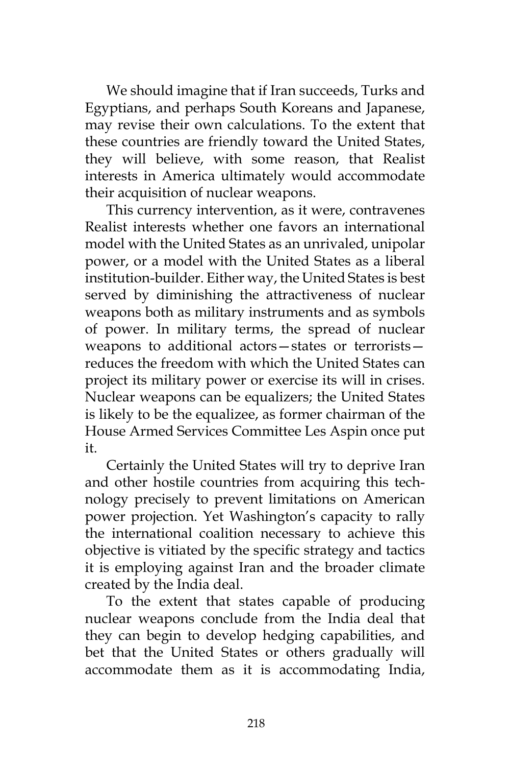We should imagine that if Iran succeeds, Turks and Egyptians, and perhaps South Koreans and Japanese, may revise their own calculations. To the extent that these countries are friendly toward the United States, they will believe, with some reason, that Realist interests in America ultimately would accommodate their acquisition of nuclear weapons.

This currency intervention, as it were, contravenes Realist interests whether one favors an international model with the United States as an unrivaled, unipolar power, or a model with the United States as a liberal institution-builder. Either way, the United States is best served by diminishing the attractiveness of nuclear weapons both as military instruments and as symbols of power. In military terms, the spread of nuclear weapons to additional actors—states or terrorists—reduces the freedom with which the United States can project its military power or exercise its will in crises. Nuclear weapons can be equalizers; the United States is likely to be the equalizee, as former chairman of the House Armed Services Committee Les Aspin once put it.

Certainly the United States will try to deprive Iran and other hostile countries from acquiring this technology precisely to prevent limitations on American power projection. Yet Washington's capacity to rally the international coalition necessary to achieve this objective is vitiated by the specific strategy and tactics it is employing against Iran and the broader climate created by the India deal.

To the extent that states capable of producing nuclear weapons conclude from the India deal that they can begin to develop hedging capabilities, and bet that the United States or others gradually will accommodate them as it is accommodating India,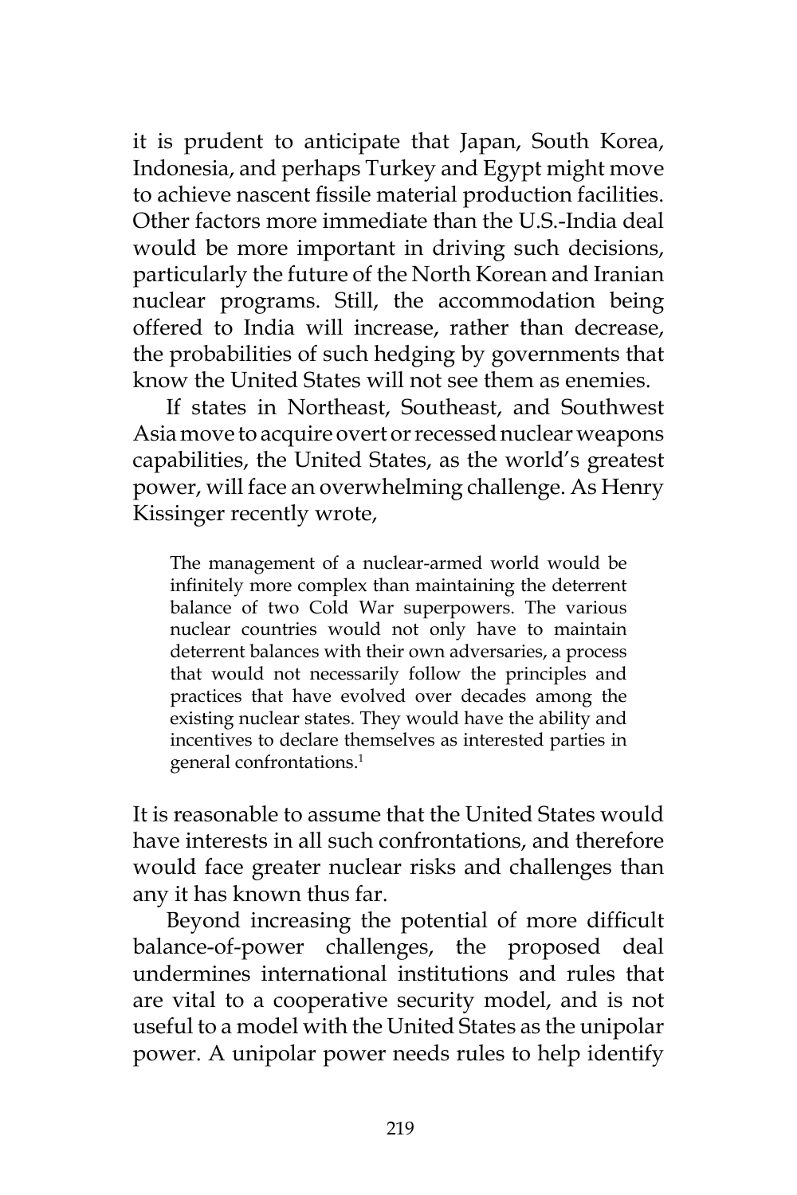it is prudent to anticipate that Japan, South Korea, Indonesia, and perhaps Turkey and Egypt might move to achieve nascent fissile material production facilities. Other factors more immediate than the U.S.-India deal would be more important in driving such decisions, particularly the future of the North Korean and Iranian nuclear programs. Still, the accommodation being offered to India will increase, rather than decrease, the probabilities of such hedging by governments that know the United States will not see them as enemies.

If states in Northeast, Southeast, and Southwest Asia move to acquire overt or recessed nuclear weapons capabilities, the United States, as the world's greatest power, will face an overwhelming challenge. As Henry Kissinger recently wrote,

> The management of a nuclear-armed world would be infinitely more complex than maintaining the deterrent balance of two Cold War superpowers. The various nuclear countries would not only have to maintain deterrent balances with their own adversaries, a process that would not necessarily follow the principles and practices that have evolved over decades among the existing nuclear states. They would have the ability and incentives to declare themselves as interested parties in general confrontations.[1]

It is reasonable to assume that the United States would have interests in all such confrontations, and therefore would face greater nuclear risks and challenges than any it has known thus far.

Beyond increasing the potential of more difficult balance-of-power challenges, the proposed deal undermines international institutions and rules that are vital to a cooperative security model, and is not useful to a model with the United States as the unipolar power. A unipolar power needs rules to help identify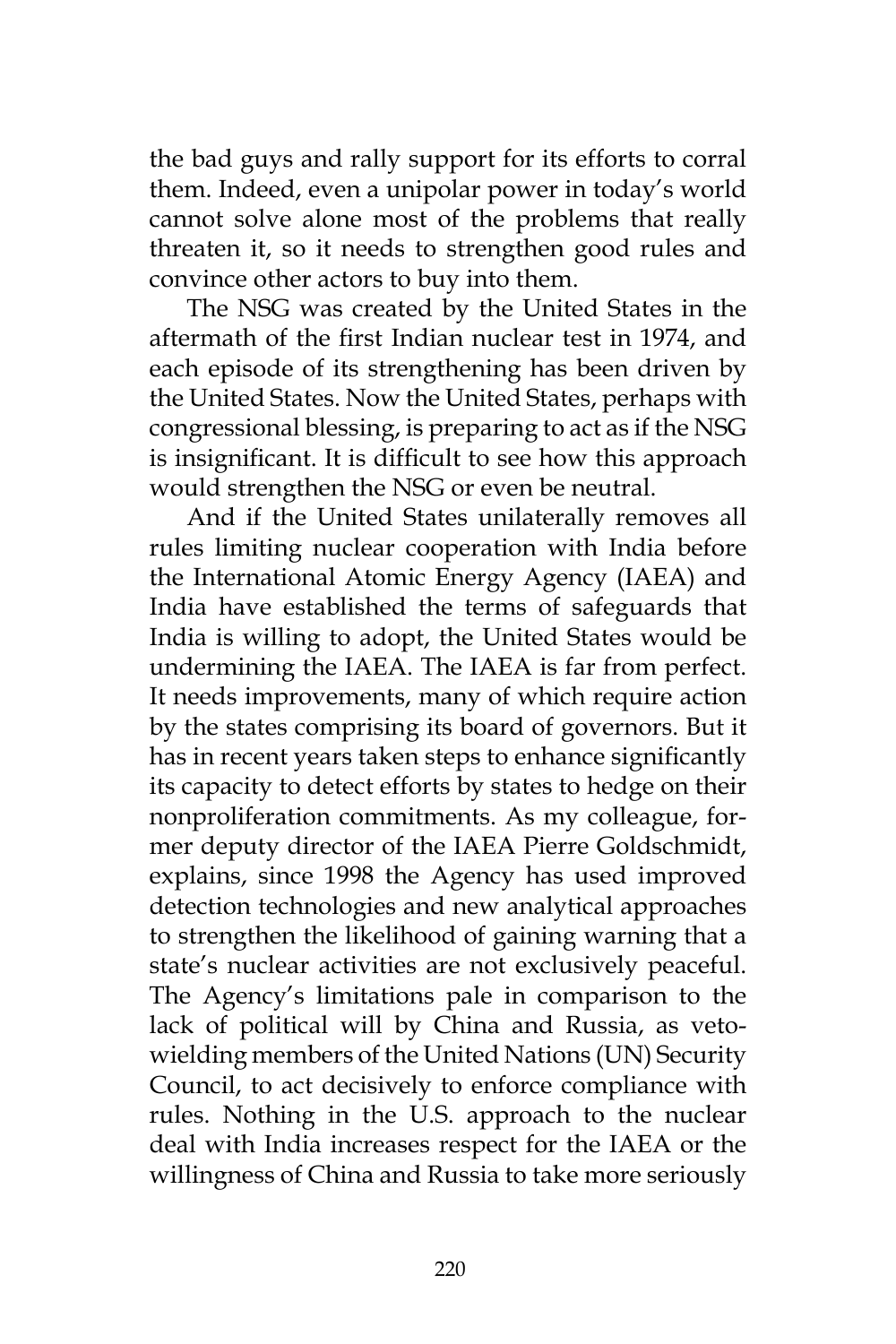the bad guys and rally support for its efforts to corral them. Indeed, even a unipolar power in today's world cannot solve alone most of the problems that really threaten it, so it needs to strengthen good rules and convince other actors to buy into them.

The NSG was created by the United States in the aftermath of the first Indian nuclear test in 1974, and each episode of its strengthening has been driven by the United States. Now the United States, perhaps with congressional blessing, is preparing to act as if the NSG is insignificant. It is difficult to see how this approach would strengthen the NSG or even be neutral.

And if the United States unilaterally removes all rules limiting nuclear cooperation with India before the International Atomic Energy Agency (IAEA) and India have established the terms of safeguards that India is willing to adopt, the United States would be undermining the IAEA. The IAEA is far from perfect. It needs improvements, many of which require action by the states comprising its board of governors. But it has in recent years taken steps to enhance significantly its capacity to detect efforts by states to hedge on their nonproliferation commitments. As my colleague, former deputy director of the IAEA Pierre Goldschmidt, explains, since 1998 the Agency has used improved detection technologies and new analytical approaches to strengthen the likelihood of gaining warning that a state's nuclear activities are not exclusively peaceful. The Agency's limitations pale in comparison to the lack of political will by China and Russia, as veto-wielding members of the United Nations (UN) Security Council, to act decisively to enforce compliance with rules. Nothing in the U.S. approach to the nuclear deal with India increases respect for the IAEA or the willingness of China and Russia to take more seriously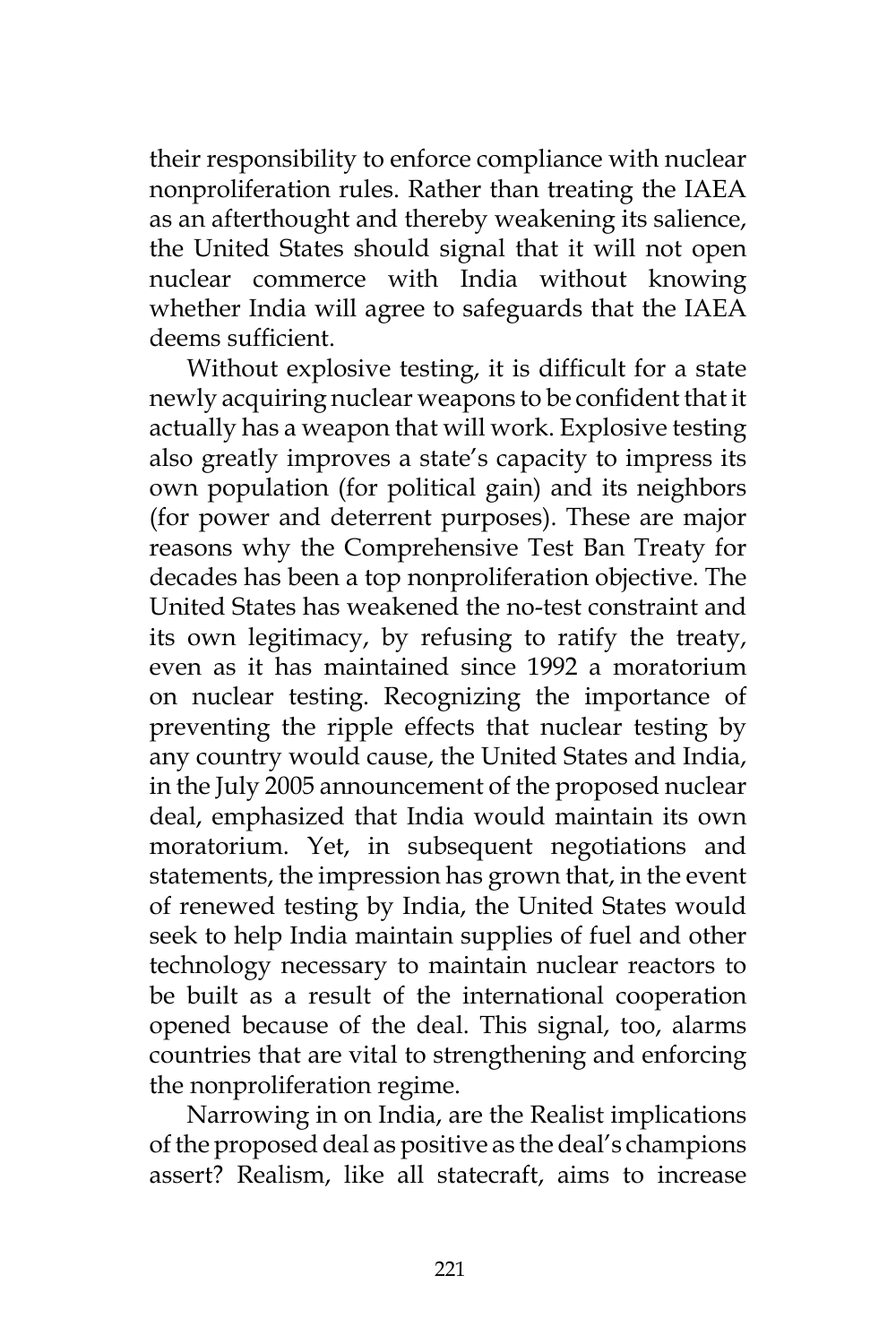their responsibility to enforce compliance with nuclear nonproliferation rules. Rather than treating the IAEA as an afterthought and thereby weakening its salience, the United States should signal that it will not open nuclear commerce with India without knowing whether India will agree to safeguards that the IAEA deems sufficient.

Without explosive testing, it is difficult for a state newly acquiring nuclear weapons to be confident that it actually has a weapon that will work. Explosive testing also greatly improves a state's capacity to impress its own population (for political gain) and its neighbors (for power and deterrent purposes). These are major reasons why the Comprehensive Test Ban Treaty for decades has been a top nonproliferation objective. The United States has weakened the no-test constraint and its own legitimacy, by refusing to ratify the treaty, even as it has maintained since 1992 a moratorium on nuclear testing. Recognizing the importance of preventing the ripple effects that nuclear testing by any country would cause, the United States and India, in the July 2005 announcement of the proposed nuclear deal, emphasized that India would maintain its own moratorium. Yet, in subsequent negotiations and statements, the impression has grown that, in the event of renewed testing by India, the United States would seek to help India maintain supplies of fuel and other technology necessary to maintain nuclear reactors to be built as a result of the international cooperation opened because of the deal. This signal, too, alarms countries that are vital to strengthening and enforcing the nonproliferation regime.

Narrowing in on India, are the Realist implications of the proposed deal as positive as the deal's champions assert? Realism, like all statecraft, aims to increase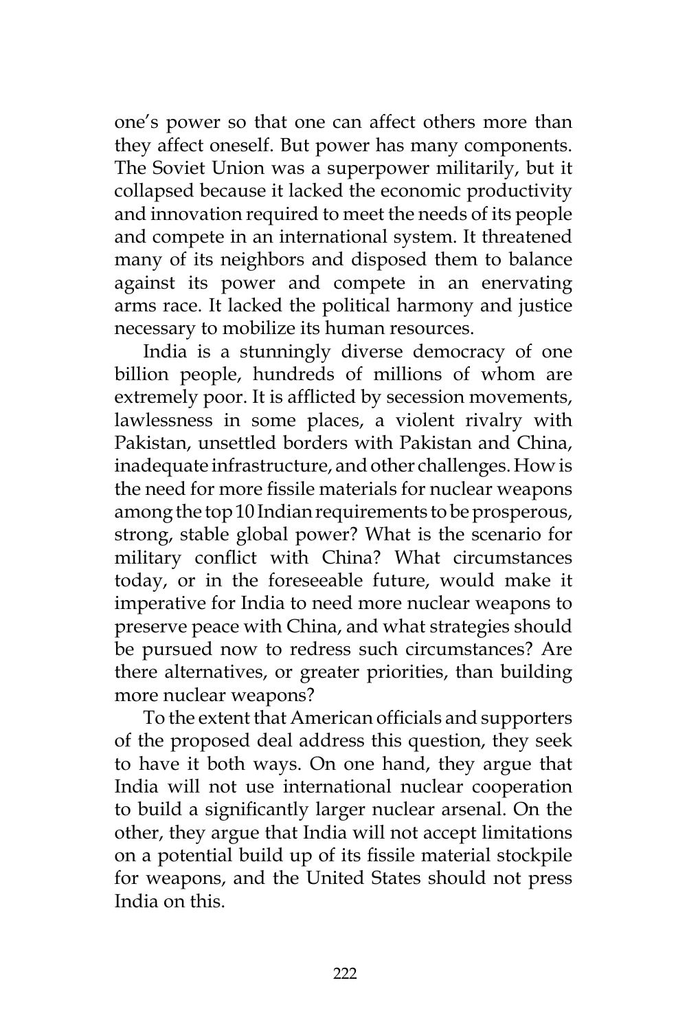one's power so that one can affect others more than they affect oneself. But power has many components. The Soviet Union was a superpower militarily, but it collapsed because it lacked the economic productivity and innovation required to meet the needs of its people and compete in an international system. It threatened many of its neighbors and disposed them to balance against its power and compete in an enervating arms race. It lacked the political harmony and justice necessary to mobilize its human resources.

India is a stunningly diverse democracy of one billion people, hundreds of millions of whom are extremely poor. It is afflicted by secession movements, lawlessness in some places, a violent rivalry with Pakistan, unsettled borders with Pakistan and China, inadequate infrastructure, and other challenges. How is the need for more fissile materials for nuclear weapons among the top 10 Indian requirements to be prosperous, strong, stable global power? What is the scenario for military conflict with China? What circumstances today, or in the foreseeable future, would make it imperative for India to need more nuclear weapons to preserve peace with China, and what strategies should be pursued now to redress such circumstances? Are there alternatives, or greater priorities, than building more nuclear weapons?

To the extent that American officials and supporters of the proposed deal address this question, they seek to have it both ways. On one hand, they argue that India will not use international nuclear cooperation to build a significantly larger nuclear arsenal. On the other, they argue that India will not accept limitations on a potential build up of its fissile material stockpile for weapons, and the United States should not press India on this.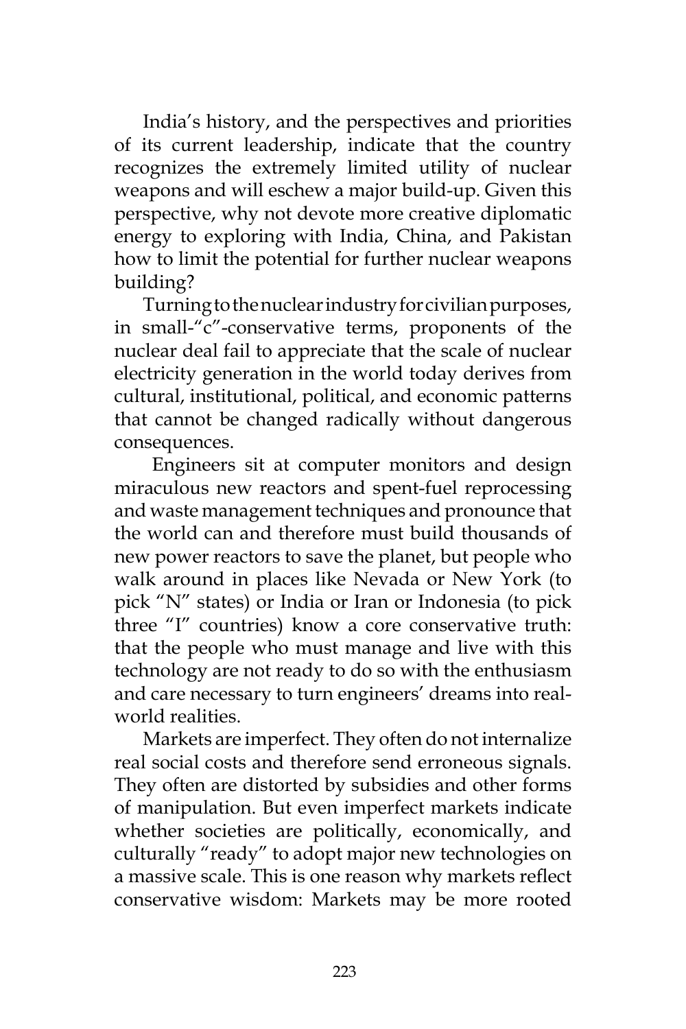India's history, and the perspectives and priorities of its current leadership, indicate that the country recognizes the extremely limited utility of nuclear weapons and will eschew a major build-up. Given this perspective, why not devote more creative diplomatic energy to exploring with India, China, and Pakistan how to limit the potential for further nuclear weapons building?

Turning to the nuclear industry for civilian purposes, in small-"c"-conservative terms, proponents of the nuclear deal fail to appreciate that the scale of nuclear electricity generation in the world today derives from cultural, institutional, political, and economic patterns that cannot be changed radically without dangerous consequences.

Engineers sit at computer monitors and design miraculous new reactors and spent-fuel reprocessing and waste management techniques and pronounce that the world can and therefore must build thousands of new power reactors to save the planet, but people who walk around in places like Nevada or New York (to pick "N" states) or India or Iran or Indonesia (to pick three "I" countries) know a core conservative truth: that the people who must manage and live with this technology are not ready to do so with the enthusiasm and care necessary to turn engineers' dreams into real-world realities.

Markets are imperfect. They often do not internalize real social costs and therefore send erroneous signals. They often are distorted by subsidies and other forms of manipulation. But even imperfect markets indicate whether societies are politically, economically, and culturally "ready" to adopt major new technologies on a massive scale. This is one reason why markets reflect conservative wisdom: Markets may be more rooted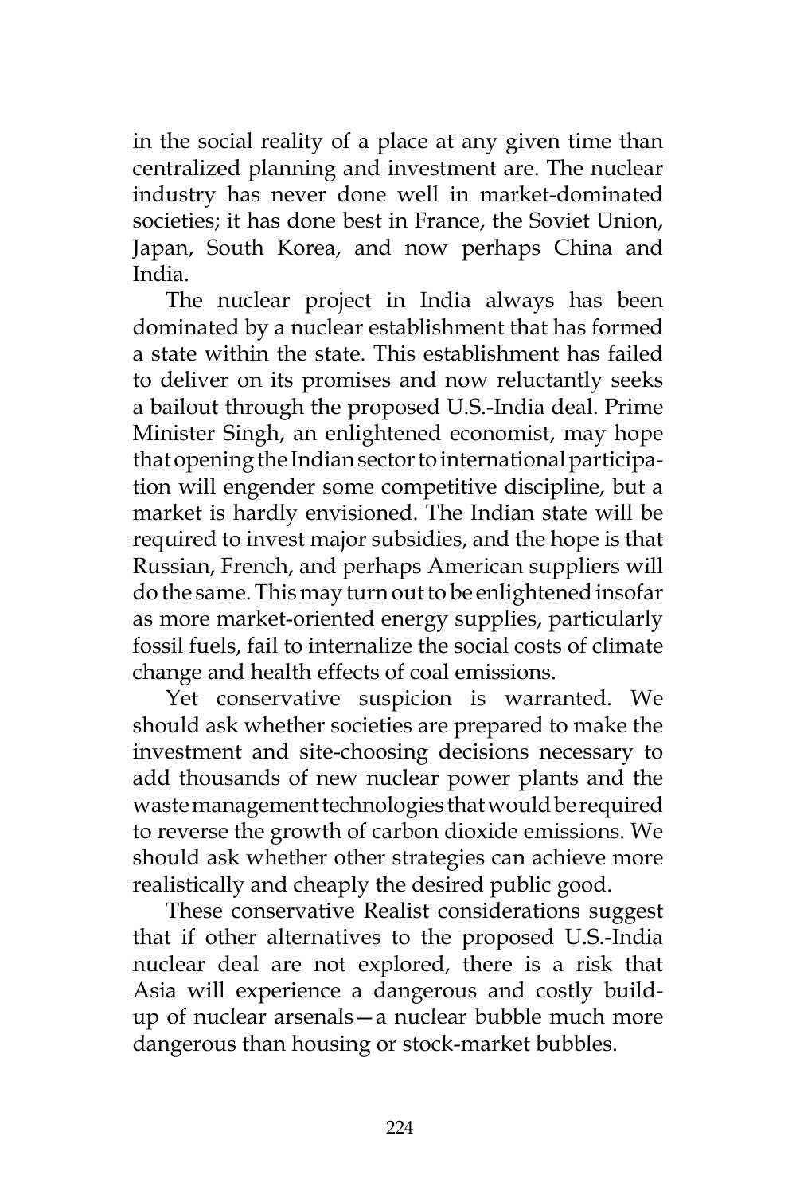in the social reality of a place at any given time than centralized planning and investment are. The nuclear industry has never done well in market-dominated societies; it has done best in France, the Soviet Union, Japan, South Korea, and now perhaps China and India.

The nuclear project in India always has been dominated by a nuclear establishment that has formed a state within the state. This establishment has failed to deliver on its promises and now reluctantly seeks a bailout through the proposed U.S.-India deal. Prime Minister Singh, an enlightened economist, may hope that opening the Indian sector to international participation will engender some competitive discipline, but a market is hardly envisioned. The Indian state will be required to invest major subsidies, and the hope is that Russian, French, and perhaps American suppliers will do the same. This may turn out to be enlightened insofar as more market-oriented energy supplies, particularly fossil fuels, fail to internalize the social costs of climate change and health effects of coal emissions.

Yet conservative suspicion is warranted. We should ask whether societies are prepared to make the investment and site-choosing decisions necessary to add thousands of new nuclear power plants and the waste management technologies that would be required to reverse the growth of carbon dioxide emissions. We should ask whether other strategies can achieve more realistically and cheaply the desired public good.

These conservative Realist considerations suggest that if other alternatives to the proposed U.S.-India nuclear deal are not explored, there is a risk that Asia will experience a dangerous and costly build-up of nuclear arsenals—a nuclear bubble much more dangerous than housing or stock-market bubbles.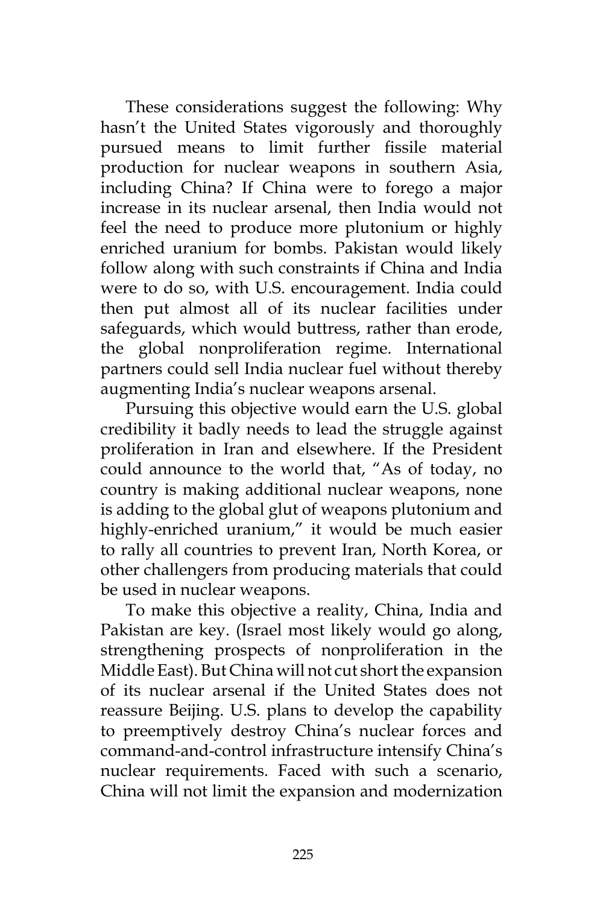These considerations suggest the following: Why hasn't the United States vigorously and thoroughly pursued means to limit further fissile material production for nuclear weapons in southern Asia, including China? If China were to forego a major increase in its nuclear arsenal, then India would not feel the need to produce more plutonium or highly enriched uranium for bombs. Pakistan would likely follow along with such constraints if China and India were to do so, with U.S. encouragement. India could then put almost all of its nuclear facilities under safeguards, which would buttress, rather than erode, the global nonproliferation regime. International partners could sell India nuclear fuel without thereby augmenting India's nuclear weapons arsenal.

Pursuing this objective would earn the U.S. global credibility it badly needs to lead the struggle against proliferation in Iran and elsewhere. If the President could announce to the world that, "As of today, no country is making additional nuclear weapons, none is adding to the global glut of weapons plutonium and highly-enriched uranium," it would be much easier to rally all countries to prevent Iran, North Korea, or other challengers from producing materials that could be used in nuclear weapons.

To make this objective a reality, China, India and Pakistan are key. (Israel most likely would go along, strengthening prospects of nonproliferation in the Middle East). But China will not cut short the expansion of its nuclear arsenal if the United States does not reassure Beijing. U.S. plans to develop the capability to preemptively destroy China's nuclear forces and command-and-control infrastructure intensify China's nuclear requirements. Faced with such a scenario, China will not limit the expansion and modernization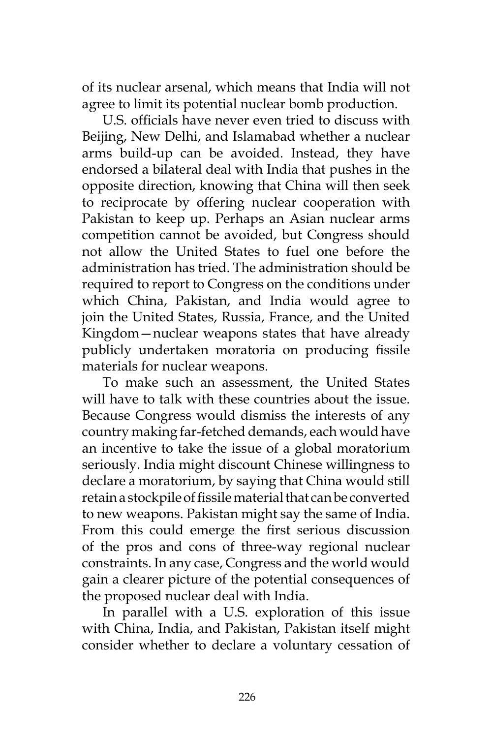of its nuclear arsenal, which means that India will not agree to limit its potential nuclear bomb production.

U.S. officials have never even tried to discuss with Beijing, New Delhi, and Islamabad whether a nuclear arms build-up can be avoided. Instead, they have endorsed a bilateral deal with India that pushes in the opposite direction, knowing that China will then seek to reciprocate by offering nuclear cooperation with Pakistan to keep up. Perhaps an Asian nuclear arms competition cannot be avoided, but Congress should not allow the United States to fuel one before the administration has tried. The administration should be required to report to Congress on the conditions under which China, Pakistan, and India would agree to join the United States, Russia, France, and the United Kingdom—nuclear weapons states that have already publicly undertaken moratoria on producing fissile materials for nuclear weapons.

To make such an assessment, the United States will have to talk with these countries about the issue. Because Congress would dismiss the interests of any country making far-fetched demands, each would have an incentive to take the issue of a global moratorium seriously. India might discount Chinese willingness to declare a moratorium, by saying that China would still retain a stockpile of fissile material that can be converted to new weapons. Pakistan might say the same of India. From this could emerge the first serious discussion of the pros and cons of three-way regional nuclear constraints. In any case, Congress and the world would gain a clearer picture of the potential consequences of the proposed nuclear deal with India.

In parallel with a U.S. exploration of this issue with China, India, and Pakistan, Pakistan itself might consider whether to declare a voluntary cessation of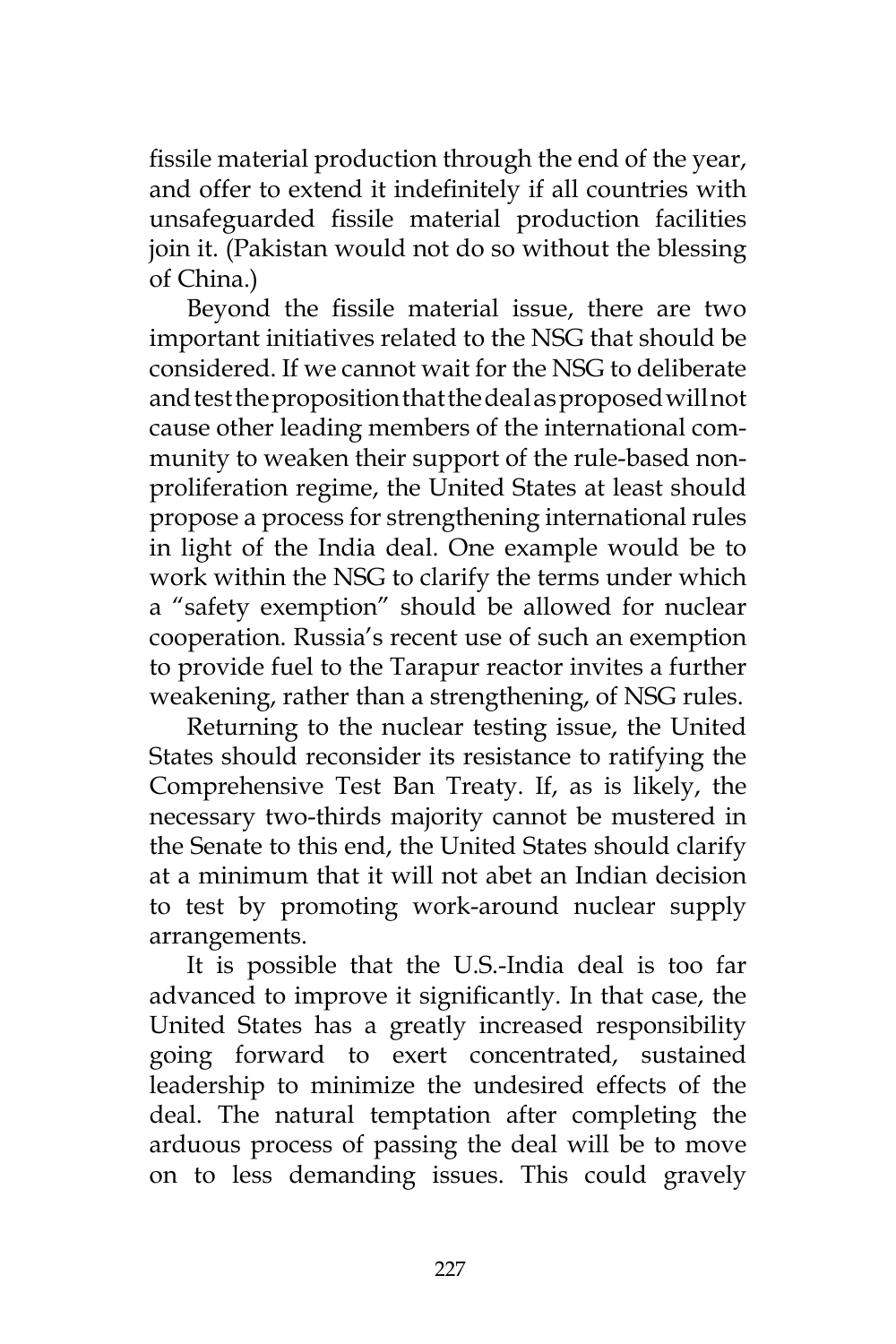fissile material production through the end of the year, and offer to extend it indefinitely if all countries with unsafeguarded fissile material production facilities join it. (Pakistan would not do so without the blessing of China.)

Beyond the fissile material issue, there are two important initiatives related to the NSG that should be considered. If we cannot wait for the NSG to deliberate and test the proposition that the deal as proposed will not cause other leading members of the international community to weaken their support of the rule-based nonproliferation regime, the United States at least should propose a process for strengthening international rules in light of the India deal. One example would be to work within the NSG to clarify the terms under which a "safety exemption" should be allowed for nuclear cooperation. Russia's recent use of such an exemption to provide fuel to the Tarapur reactor invites a further weakening, rather than a strengthening, of NSG rules.

Returning to the nuclear testing issue, the United States should reconsider its resistance to ratifying the Comprehensive Test Ban Treaty. If, as is likely, the necessary two-thirds majority cannot be mustered in the Senate to this end, the United States should clarify at a minimum that it will not abet an Indian decision to test by promoting work-around nuclear supply arrangements.

It is possible that the U.S.-India deal is too far advanced to improve it significantly. In that case, the United States has a greatly increased responsibility going forward to exert concentrated, sustained leadership to minimize the undesired effects of the deal. The natural temptation after completing the arduous process of passing the deal will be to move on to less demanding issues. This could gravely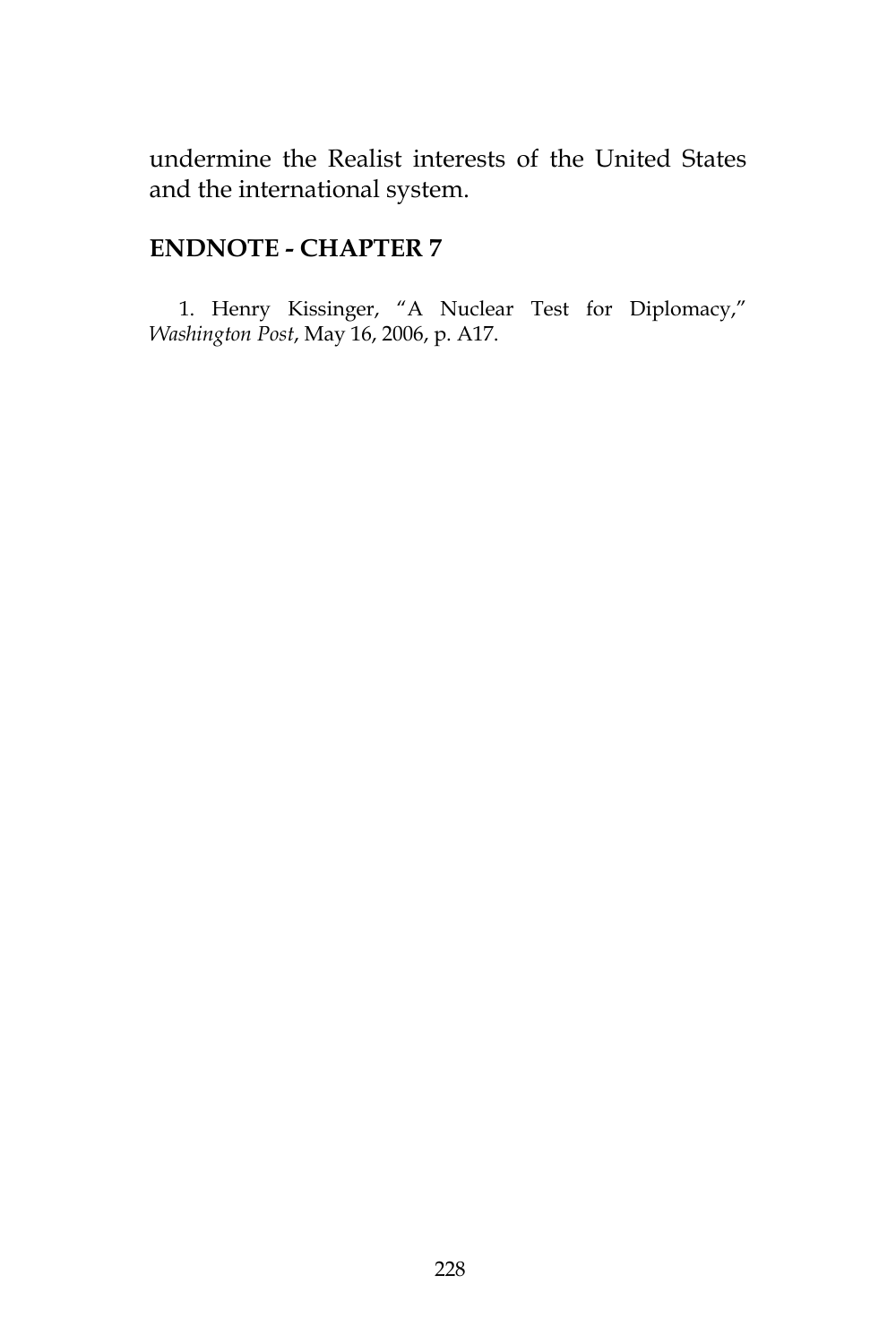undermine the Realist interests of the United States and the international system.

## ENDNOTE - CHAPTER 7

1. Henry Kissinger, "A Nuclear Test for Diplomacy," *Washington Post*, May 16, 2006, p. A17.